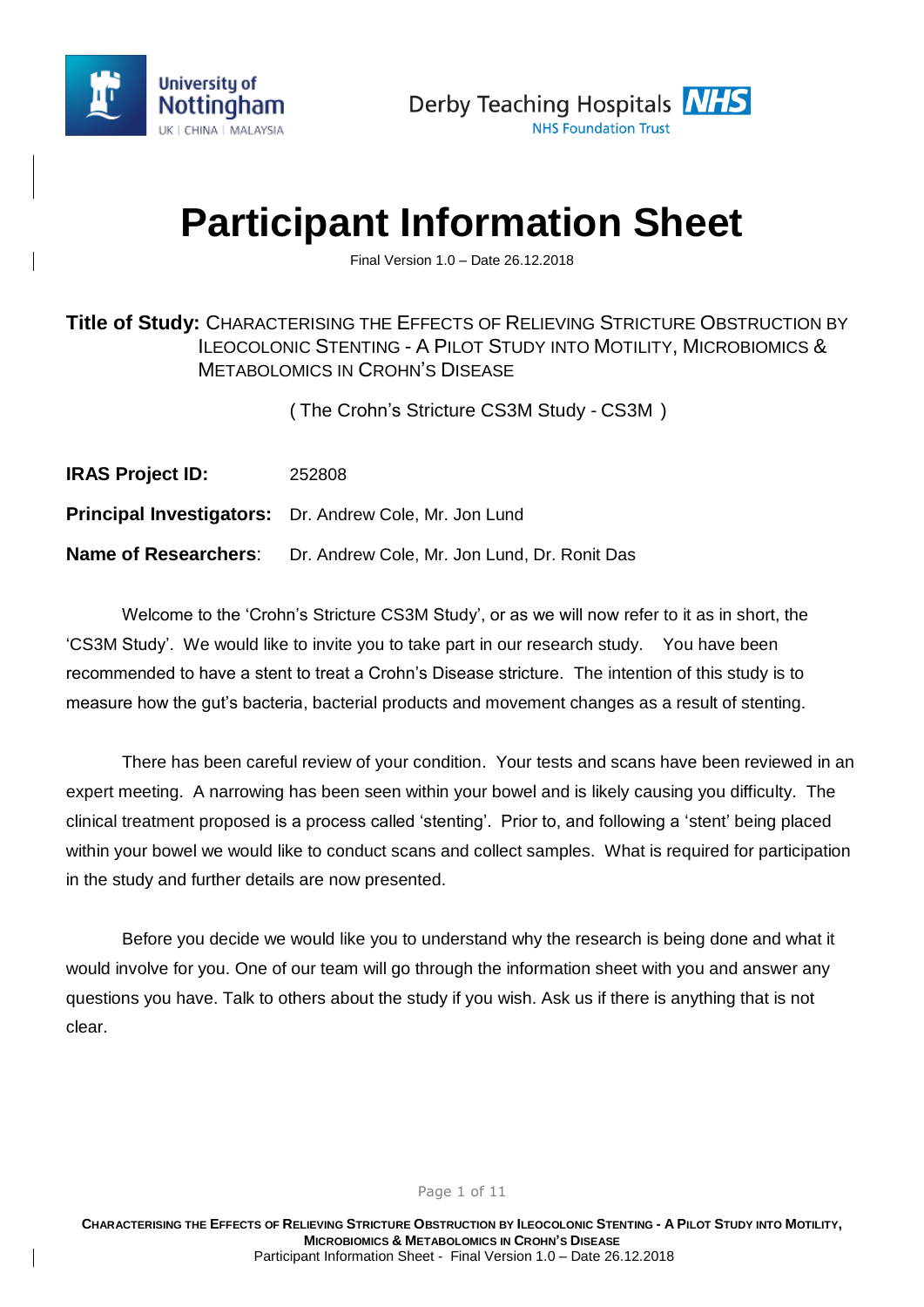# Participant Information Sheet

Final Version 1.0 – Date 26.12.2018

**Title of Study:** CHARACTERISING THE EFFECTS OF RELIEVING STRICTURE OBSTRUCTION BY ILEOCOLONIC STENTING - A PILOT STUDY INTO MOTILITY, MICROBIOMICS & METABOLOMICS IN CROHN'S DISEASE

( The Crohn's Stricture CS3M Study - CS3M )

**IRAS Project ID:** 252808

**Principal Investigators:** Dr. Andrew Cole, Mr. Jon Lund

**Name of Researchers**: Dr. Andrew Cole, Mr. Jon Lund, Dr. Ronit Das

Welcome to the 'Crohn's Stricture CS3M Study', or as we will now refer to it as in short, the 'CS3M Study'. We would like to invite you to take part in our research study. You have been recommended to have a stent to treat a Crohn's Disease stricture. The intention of this study is to measure how the gut's bacteria, bacterial products and movement changes as a result of stenting.

There has been careful review of your condition. Your tests and scans have been reviewed in an expert meeting. A narrowing has been seen within your bowel and is likely causing you difficulty. The clinical treatment proposed is a process called 'stenting'. Prior to, and following a 'stent' being placed within your bowel we would like to conduct scans and collect samples. What is required for participation in the study and further details are now presented.

Before you decide we would like you to understand why the research is being done and what it would involve for you. One of our team will go through the information sheet with you and answer any questions you have. Talk to others about the study if you wish. Ask us if there is anything that is not clear.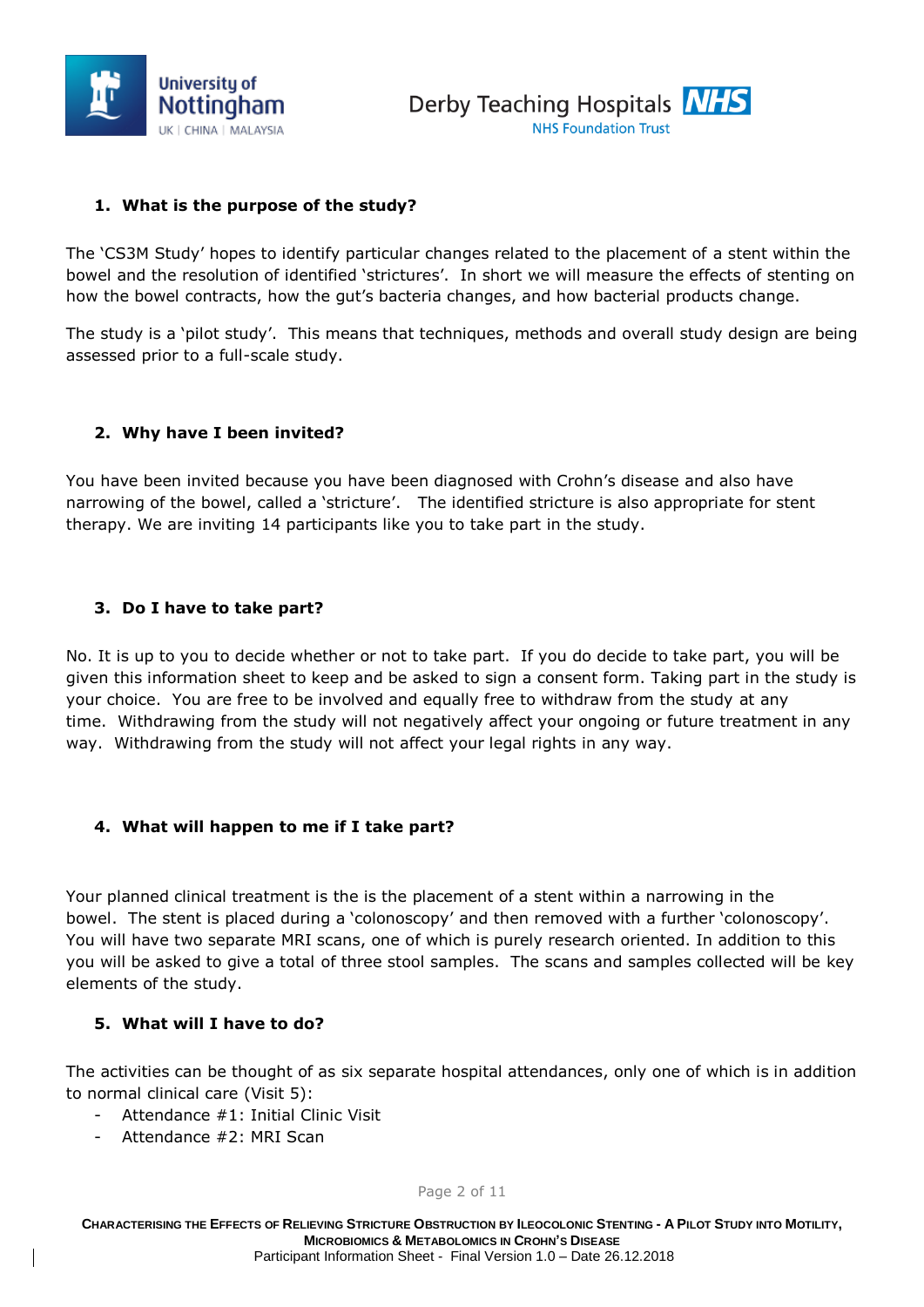## 1. What is the purpose of the study?

The 'CS3M Study' hopes to identify particular changes related to the placement of a stent within the bowel and the resolution of identified 'strictures'. In short we will measure the effects of stenting on how the bowel contracts, how the gut's bacteria changes, and how bacterial products change.

The study is a 'pilot study'. This means that techniques, methods and overall study design are being assessed prior to a full-scale study.

## 2. Why have I been invited?

You have been invited because you have been diagnosed with Crohn's disease and also have narrowing of the bowel, called a 'stricture'. The identified stricture is also appropriate for stent therapy. We are inviting 14 participants like you to take part in the study.

## 3. Do I have to take part?

No. It is up to you to decide whether or not to take part. If you do decide to take part, you will be given this information sheet to keep and be asked to sign a consent form. Taking part in the study is your choice. You are free to be involved and equally free to withdraw from the study at any time. Withdrawing from the study will not negatively affect your ongoing or future treatment in any way. Withdrawing from the study will not affect your legal rights in any way.

## 4. What will happen to me if I take part?

Your planned clinical treatment is the is the placement of a stent within a narrowing in the bowel. The stent is placed during a 'colonoscopy' and then removed with a further 'colonoscopy'. You will have two separate MRI scans, one of which is purely research oriented. In addition to this you will be asked to give a total of three stool samples. The scans and samples collected will be key elements of the study.

## 5. What will I have to do?

The activities can be thought of as six separate hospital attendances, only one of which is in addition to normal clinical care (Visit 5):

- Attendance #1: Initial Clinic Visit
- Attendance #2: MRI Scan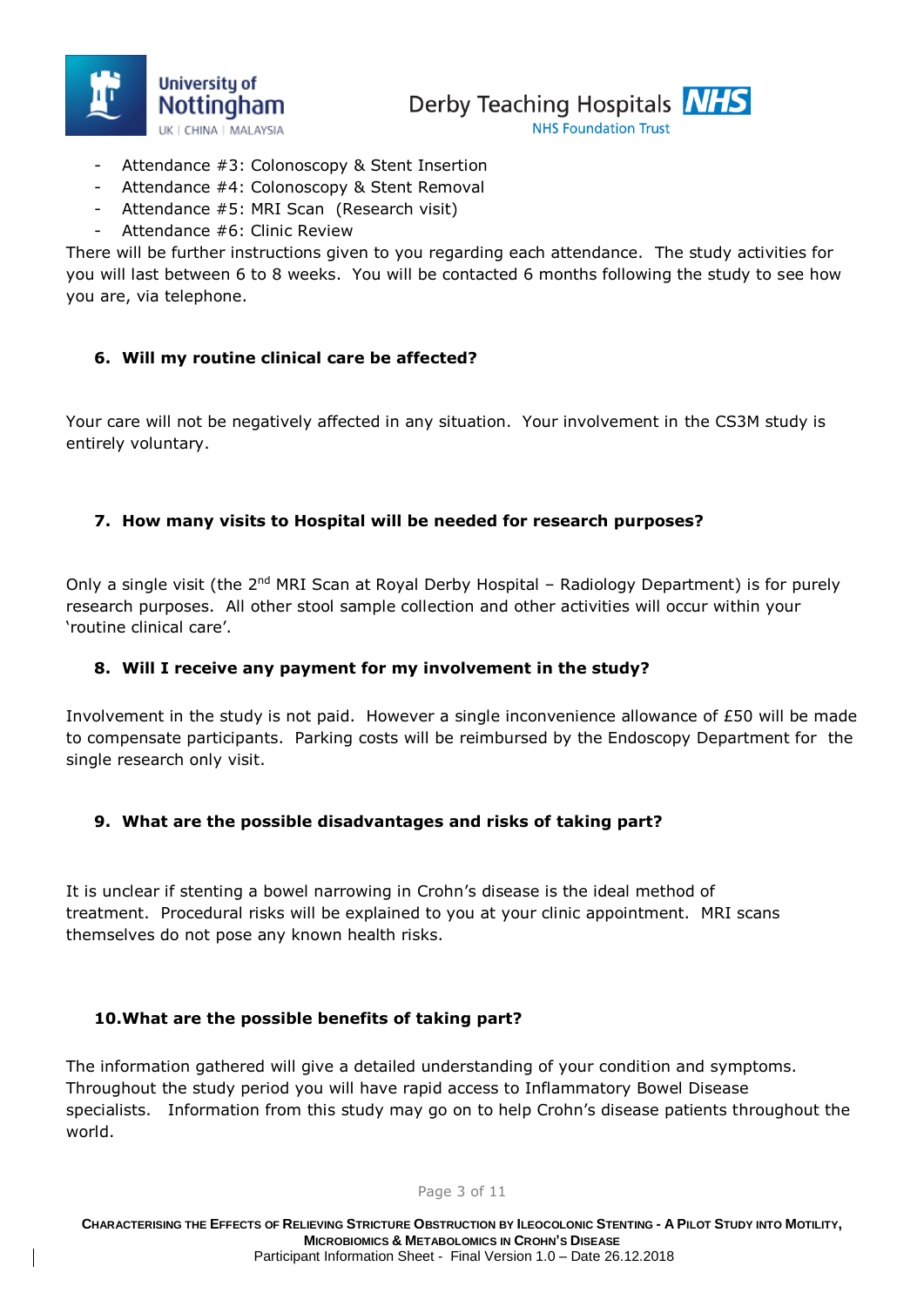- Attendance #3: Colonoscopy & Stent Insertion
- Attendance #4: Colonoscopy & Stent Removal
- Attendance #5: MRI Scan (Research visit)
- Attendance #6: Clinic Review

There will be further instructions given to you regarding each attendance. The study activities for you will last between 6 to 8 weeks. You will be contacted 6 months following the study to see how you are, via telephone.

## 6. Will my routine clinical care be affected?

Your care will not be negatively affected in any situation. Your involvement in the CS3M study is entirely voluntary.

## 7. How many visits to Hospital will be needed for research purposes?

Only a single visit (the 2nd MRI Scan at Royal Derby Hospital – Radiology Department) is for purely research purposes. All other stool sample collection and other activities will occur within your 'routine clinical care'.

## 8. Will I receive any payment for my involvement in the study?

Involvement in the study is not paid. However a single inconvenience allowance of £50 will be made to compensate participants. Parking costs will be reimbursed by the Endoscopy Department for the single research only visit.

## 9. What are the possible disadvantages and risks of taking part?

It is unclear if stenting a bowel narrowing in Crohn's disease is the ideal method of treatment. Procedural risks will be explained to you at your clinic appointment. MRI scans themselves do not pose any known health risks.

## 10. What are the possible benefits of taking part?

The information gathered will give a detailed understanding of your condition and symptoms. Throughout the study period you will have rapid access to Inflammatory Bowel Disease specialists. Information from this study may go on to help Crohn's disease patients throughout the world.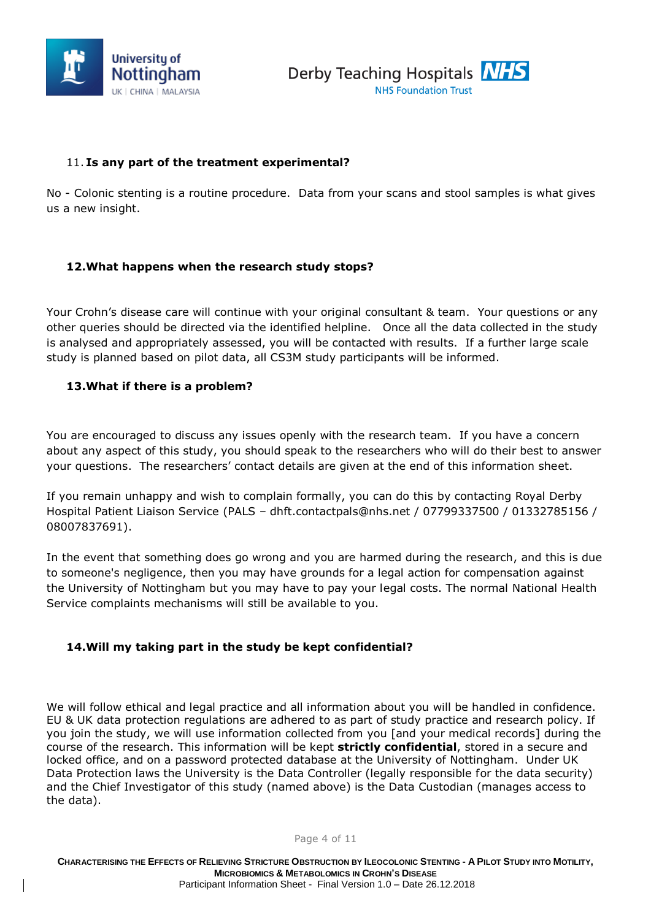### 11. Is any part of the treatment experimental?

No - Colonic stenting is a routine procedure. Data from your scans and stool samples is what gives us a new insight.

### 12. What happens when the research study stops?

Your Crohn's disease care will continue with your original consultant & team. Your questions or any other queries should be directed via the identified helpline. Once all the data collected in the study is analysed and appropriately assessed, you will be contacted with results. If a further large scale study is planned based on pilot data, all CS3M study participants will be informed.

### 13. What if there is a problem?

You are encouraged to discuss any issues openly with the research team. If you have a concern about any aspect of this study, you should speak to the researchers who will do their best to answer your questions. The researchers' contact details are given at the end of this information sheet.

If you remain unhappy and wish to complain formally, you can do this by contacting Royal Derby Hospital Patient Liaison Service (PALS – dhft.contactpals@nhs.net / 07799337500 / 01332785156 / 08007837691).

In the event that something does go wrong and you are harmed during the research, and this is due to someone's negligence, then you may have grounds for a legal action for compensation against the University of Nottingham but you may have to pay your legal costs. The normal National Health Service complaints mechanisms will still be available to you.

### 14. Will my taking part in the study be kept confidential?

We will follow ethical and legal practice and all information about you will be handled in confidence. EU & UK data protection regulations are adhered to as part of study practice and research policy. If you join the study, we will use information collected from you [and your medical records] during the course of the research. This information will be kept **strictly confidential**, stored in a secure and locked office, and on a password protected database at the University of Nottingham. Under UK Data Protection laws the University is the Data Controller (legally responsible for the data security) and the Chief Investigator of this study (named above) is the Data Custodian (manages access to the data).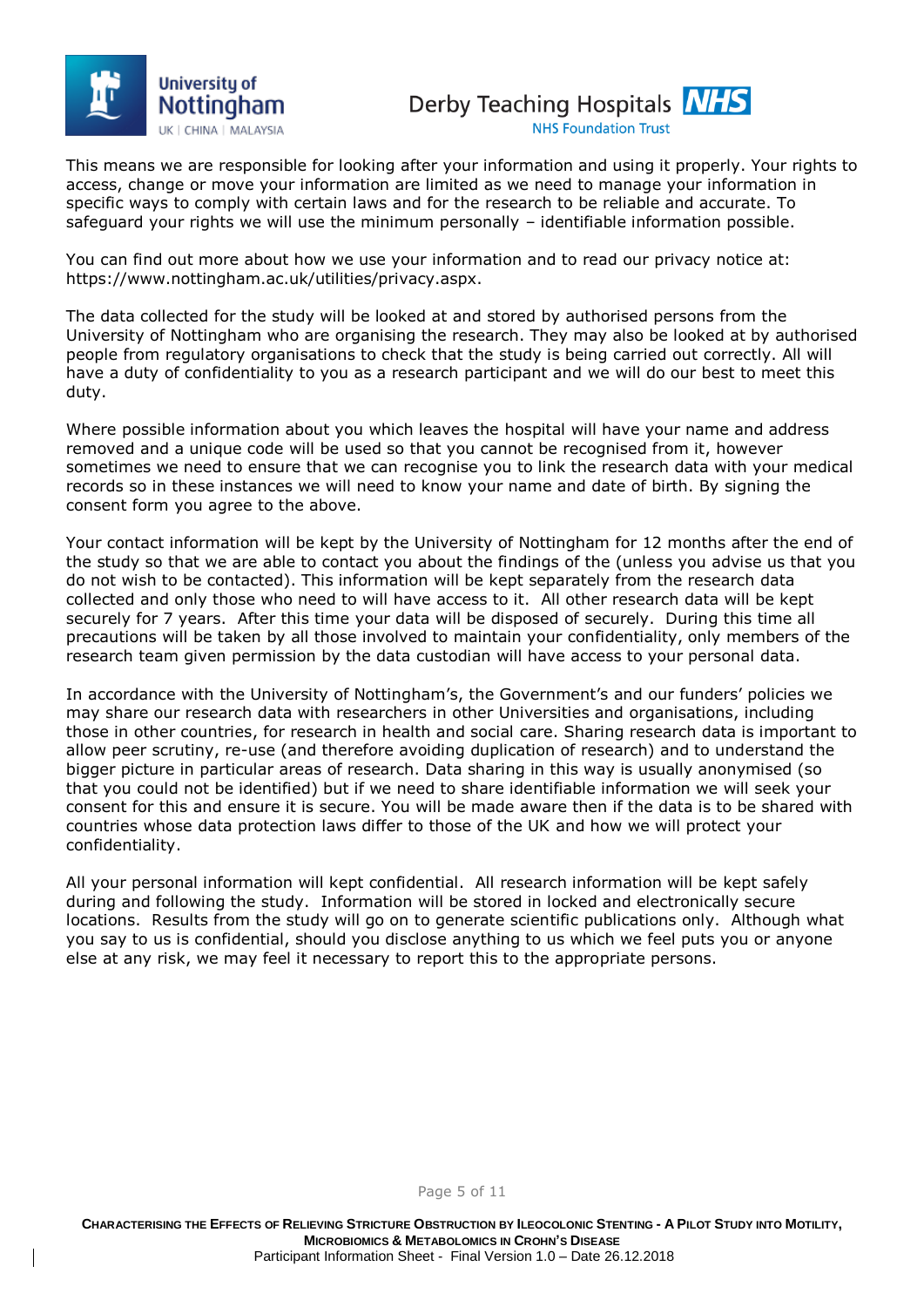This means we are responsible for looking after your information and using it properly. Your rights to access, change or move your information are limited as we need to manage your information in specific ways to comply with certain laws and for the research to be reliable and accurate. To safeguard your rights we will use the minimum personally – identifiable information possible.

You can find out more about how we use your information and to read our privacy notice at: https://www.nottingham.ac.uk/utilities/privacy.aspx.

The data collected for the study will be looked at and stored by authorised persons from the University of Nottingham who are organising the research. They may also be looked at by authorised people from regulatory organisations to check that the study is being carried out correctly. All will have a duty of confidentiality to you as a research participant and we will do our best to meet this duty.

Where possible information about you which leaves the hospital will have your name and address removed and a unique code will be used so that you cannot be recognised from it, however sometimes we need to ensure that we can recognise you to link the research data with your medical records so in these instances we will need to know your name and date of birth. By signing the consent form you agree to the above.

Your contact information will be kept by the University of Nottingham for 12 months after the end of the study so that we are able to contact you about the findings of the (unless you advise us that you do not wish to be contacted). This information will be kept separately from the research data collected and only those who need to will have access to it. All other research data will be kept securely for 7 years. After this time your data will be disposed of securely. During this time all precautions will be taken by all those involved to maintain your confidentiality, only members of the research team given permission by the data custodian will have access to your personal data.

In accordance with the University of Nottingham's, the Government's and our funders' policies we may share our research data with researchers in other Universities and organisations, including those in other countries, for research in health and social care. Sharing research data is important to allow peer scrutiny, re-use (and therefore avoiding duplication of research) and to understand the bigger picture in particular areas of research. Data sharing in this way is usually anonymised (so that you could not be identified) but if we need to share identifiable information we will seek your consent for this and ensure it is secure. You will be made aware then if the data is to be shared with countries whose data protection laws differ to those of the UK and how we will protect your confidentiality.

All your personal information will kept confidential. All research information will be kept safely during and following the study. Information will be stored in locked and electronically secure locations. Results from the study will go on to generate scientific publications only. Although what you say to us is confidential, should you disclose anything to us which we feel puts you or anyone else at any risk, we may feel it necessary to report this to the appropriate persons.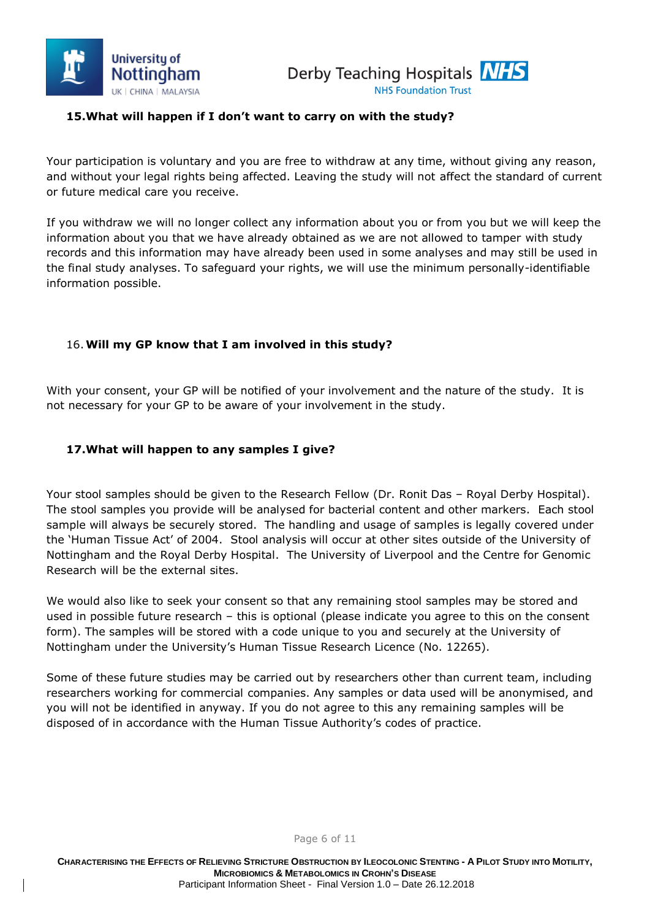### 15. What will happen if I don't want to carry on with the study?

Your participation is voluntary and you are free to withdraw at any time, without giving any reason, and without your legal rights being affected. Leaving the study will not affect the standard of current or future medical care you receive.

If you withdraw we will no longer collect any information about you or from you but we will keep the information about you that we have already obtained as we are not allowed to tamper with study records and this information may have already been used in some analyses and may still be used in the final study analyses. To safeguard your rights, we will use the minimum personally-identifiable information possible.

### 16. Will my GP know that I am involved in this study?

With your consent, your GP will be notified of your involvement and the nature of the study. It is not necessary for your GP to be aware of your involvement in the study.

### 17. What will happen to any samples I give?

Your stool samples should be given to the Research Fellow (Dr. Ronit Das – Royal Derby Hospital). The stool samples you provide will be analysed for bacterial content and other markers. Each stool sample will always be securely stored. The handling and usage of samples is legally covered under the 'Human Tissue Act' of 2004. Stool analysis will occur at other sites outside of the University of Nottingham and the Royal Derby Hospital. The University of Liverpool and the Centre for Genomic Research will be the external sites.

We would also like to seek your consent so that any remaining stool samples may be stored and used in possible future research – this is optional (please indicate you agree to this on the consent form). The samples will be stored with a code unique to you and securely at the University of Nottingham under the University's Human Tissue Research Licence (No. 12265).

Some of these future studies may be carried out by researchers other than current team, including researchers working for commercial companies. Any samples or data used will be anonymised, and you will not be identified in anyway. If you do not agree to this any remaining samples will be disposed of in accordance with the Human Tissue Authority's codes of practice.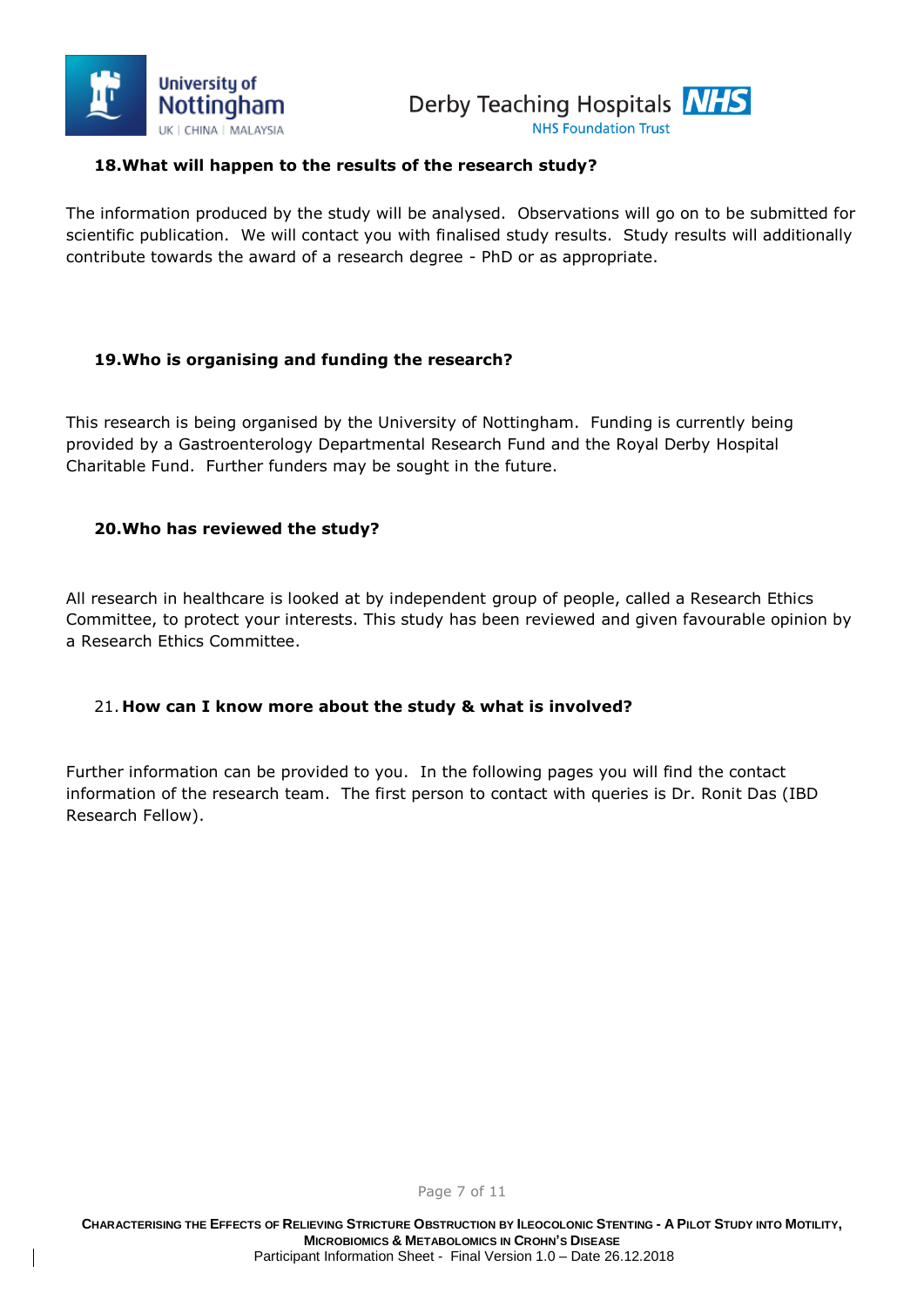### 18. What will happen to the results of the research study?

The information produced by the study will be analysed. Observations will go on to be submitted for scientific publication. We will contact you with finalised study results. Study results will additionally contribute towards the award of a research degree - PhD or as appropriate.

### 19. Who is organising and funding the research?

This research is being organised by the University of Nottingham. Funding is currently being provided by a Gastroenterology Departmental Research Fund and the Royal Derby Hospital Charitable Fund. Further funders may be sought in the future.

### 20. Who has reviewed the study?

All research in healthcare is looked at by independent group of people, called a Research Ethics Committee, to protect your interests. This study has been reviewed and given favourable opinion by a Research Ethics Committee.

### 21. How can I know more about the study & what is involved?

Further information can be provided to you. In the following pages you will find the contact information of the research team. The first person to contact with queries is Dr. Ronit Das (IBD Research Fellow).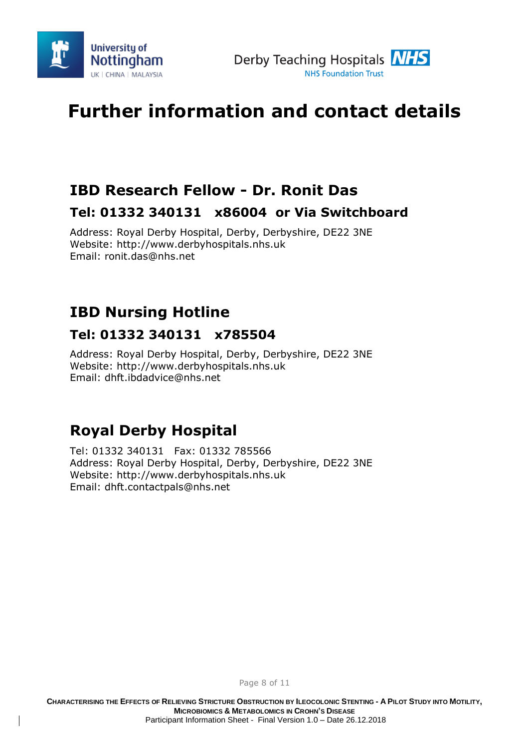# Further information and contact details

## IBD Research Fellow - Dr. Ronit Das

### Tel: 01332 340131 x86004 or Via Switchboard

Address: Royal Derby Hospital, Derby, Derbyshire, DE22 3NE
Website: http://www.derbyhospitals.nhs.uk
Email: ronit.das@nhs.net

## IBD Nursing Hotline

### Tel: 01332 340131 x785504

Address: Royal Derby Hospital, Derby, Derbyshire, DE22 3NE
Website: http://www.derbyhospitals.nhs.uk
Email: dhft.ibdadvice@nhs.net

## Royal Derby Hospital

Tel: 01332 340131 Fax: 01332 785566
Address: Royal Derby Hospital, Derby, Derbyshire, DE22 3NE
Website: http://www.derbyhospitals.nhs.uk
Email: dhft.contactpals@nhs.net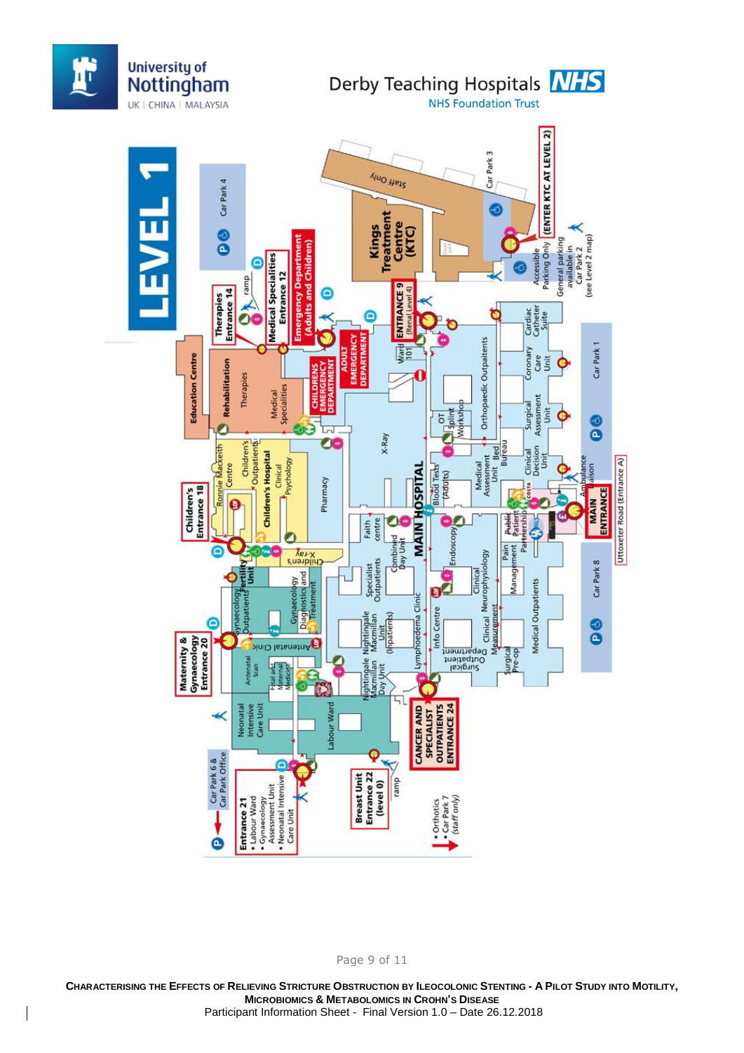University of Nottingham
UK | CHINA | MALAYSIA

Derby Teaching Hospitals NHS Foundation Trust

# LEVEL 1

- Car Park 4
- Therapies Entrance 14
- Medical Specialities Entrance 12
- Emergency Department (Adults and Children)
- ENTRANCE 9 (Renal Level 4)
- Kings Treatment Centre (KTC)
- Staff Only
- Car Park 3
- (ENTER KTC AT LEVEL 2)
- Accessible Parking Only
- General parking available in Car Park 2 (see Level 2 map)
- Education Centre
- Rehabilitation
- Therapies
- Medical Specialities
- CHILDRENS EMERGENCY DEPARTMENT
- ADULT EMERGENCY DEPARTMENT
- Ward 101
- Orthopaedic Outpatients
- Cardiac Catheter Suite
- Coronary Care Unit
- Surgical Assessment Unit
- Car Park 1
- OT Splint Workshop
- X-Ray
- Children's Entrance 18
- Ronnie Mackeith Centre
- Children's Outpatients
- Children's Hospital
- Clinical Psychology
- Pharmacy
- MAIN HOSPITAL
- Blood Tests (Adults)
- Medical Assessment Unit
- Bed Bureau
- Clinical Decision Unit
- Ambulance Liaison
- MAIN ENTRANCE
- Uttoxeter Road (Entrance A)
- Faith centre
- Combined Day Unit
- Endoscopy
- Public Patient Partnership
- Children's X-ray
- Fertility Unit
- Gynaecology Outpatients
- Gynaecology Diagnostics and Treatment
- Specialist Outpatients
- Clinical Neurophysiology
- Pain Management
- Medical Outpatients
- Car Park 8
- Maternity & Gynaecology Entrance 20
- Antenatal Clinic
- Antenatal Scan
- Fetal and Maternal Medicine
- Nightingale Macmillan Unit (Inpatients)
- Lymphoedema Clinic
- Info Centre
- Measurement
- Surgical Outpatient Department
- Surgical Pre-op
- Nightingale Macmillan Day Unit
- Neonatal Intensive Care Unit
- Labour Ward
- CANCER AND SPECIALIST OUTPATIENTS ENTRANCE 24
- Car Park 6 & Car Park Office
- Entrance 21
  - Labour Ward
  - Gynaecology Assessment Unit
  - Neonatal Intensive Care Unit
- Breast Unit Entrance 22 (level 0)
- ramp
- Orthotics
- Car Park 7 (staff only)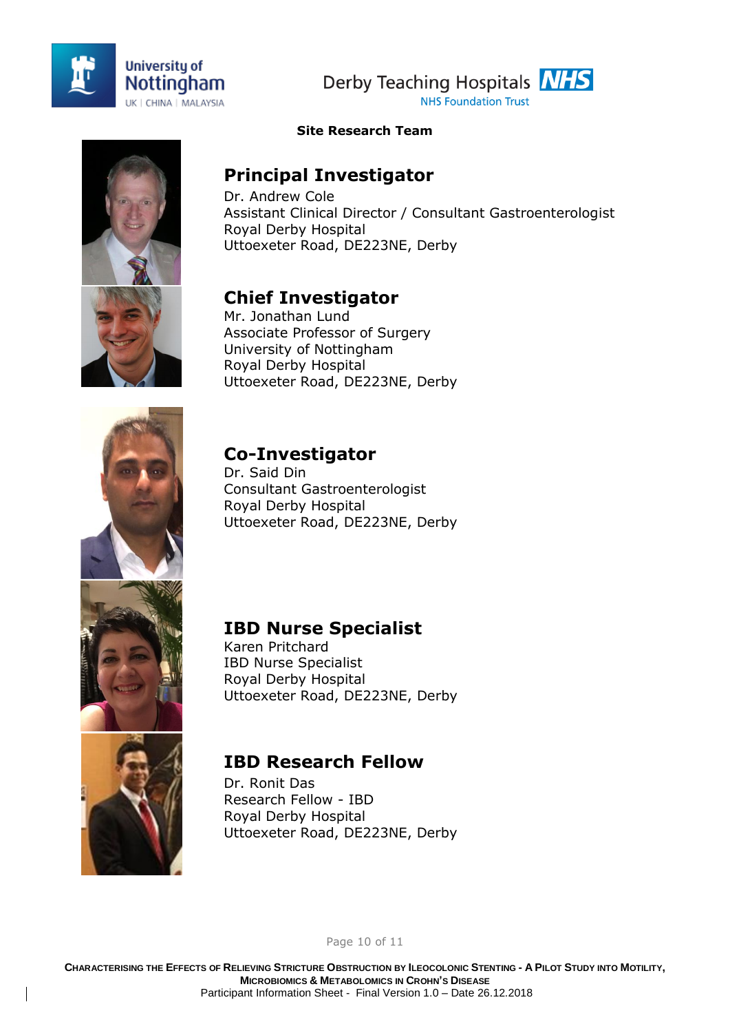**Site Research Team**

## Principal Investigator

Dr. Andrew Cole
Assistant Clinical Director / Consultant Gastroenterologist
Royal Derby Hospital
Uttoexeter Road, DE223NE, Derby

## Chief Investigator

Mr. Jonathan Lund
Associate Professor of Surgery
University of Nottingham
Royal Derby Hospital
Uttoexeter Road, DE223NE, Derby

## Co-Investigator

Dr. Said Din
Consultant Gastroenterologist
Royal Derby Hospital
Uttoexeter Road, DE223NE, Derby

## IBD Nurse Specialist

Karen Pritchard
IBD Nurse Specialist
Royal Derby Hospital
Uttoexeter Road, DE223NE, Derby

## IBD Research Fellow

Dr. Ronit Das
Research Fellow - IBD
Royal Derby Hospital
Uttoexeter Road, DE223NE, Derby